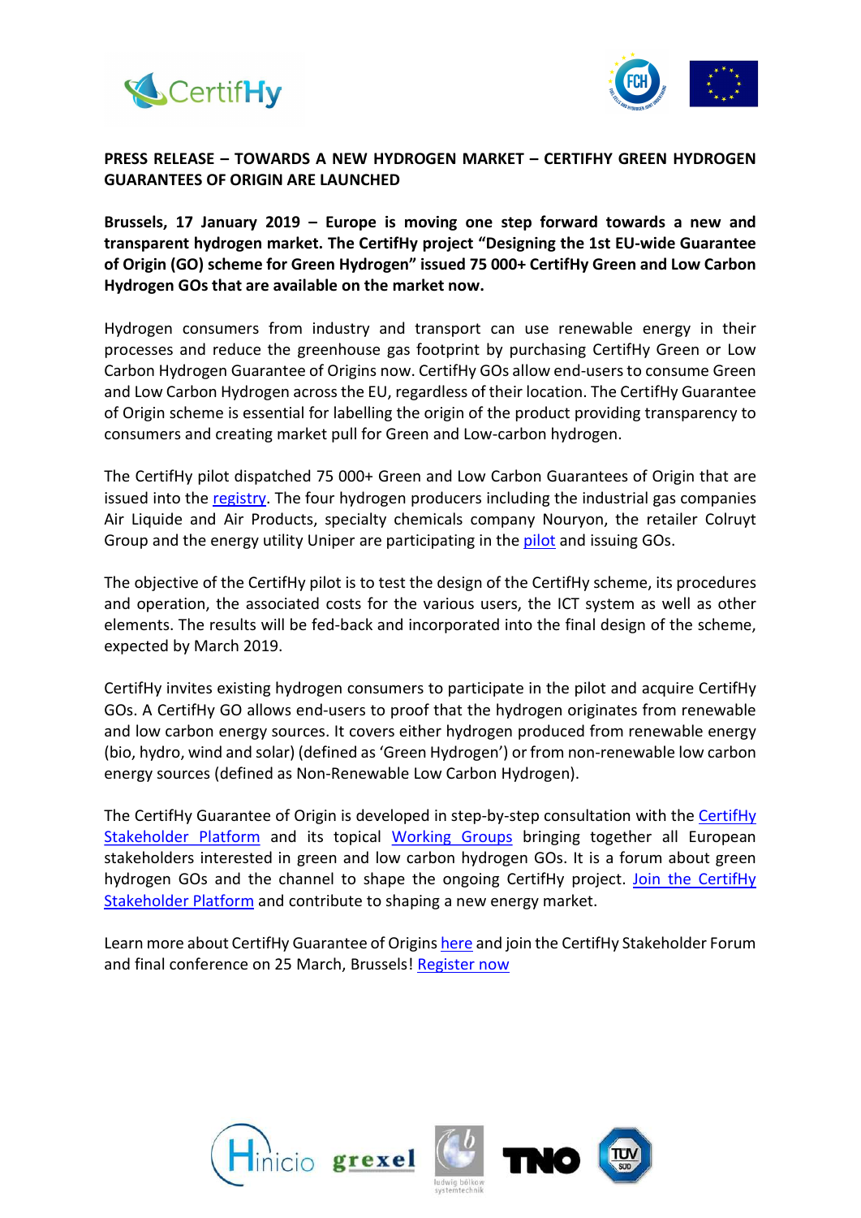**PRESS RELEASE – TOWARDS A NEW HYDROGEN MARKET – CERTIFHY GREEN HYDROGEN GUARANTEES OF ORIGIN ARE LAUNCHED**

**Brussels, 17 January 2019 – Europe is moving one step forward towards a new and transparent hydrogen market. The CertifHy project "Designing the 1st EU-wide Guarantee of Origin (GO) scheme for Green Hydrogen" issued 75 000+ CertifHy Green and Low Carbon Hydrogen GOs that are available on the market now.**

Hydrogen consumers from industry and transport can use renewable energy in their processes and reduce the greenhouse gas footprint by purchasing CertifHy Green or Low Carbon Hydrogen Guarantee of Origins now. CertifHy GOs allow end-users to consume Green and Low Carbon Hydrogen across the EU, regardless of their location. The CertifHy Guarantee of Origin scheme is essential for labelling the origin of the product providing transparency to consumers and creating market pull for Green and Low-carbon hydrogen.

The CertifHy pilot dispatched 75 000+ Green and Low Carbon Guarantees of Origin that are issued into the registry. The four hydrogen producers including the industrial gas companies Air Liquide and Air Products, specialty chemicals company Nouryon, the retailer Colruyt Group and the energy utility Uniper are participating in the pilot and issuing GOs.

The objective of the CertifHy pilot is to test the design of the CertifHy scheme, its procedures and operation, the associated costs for the various users, the ICT system as well as other elements. The results will be fed-back and incorporated into the final design of the scheme, expected by March 2019.

CertifHy invites existing hydrogen consumers to participate in the pilot and acquire CertifHy GOs. A CertifHy GO allows end-users to proof that the hydrogen originates from renewable and low carbon energy sources. It covers either hydrogen produced from renewable energy (bio, hydro, wind and solar) (defined as 'Green Hydrogen') or from non-renewable low carbon energy sources (defined as Non-Renewable Low Carbon Hydrogen).

The CertifHy Guarantee of Origin is developed in step-by-step consultation with the CertifHy Stakeholder Platform and its topical Working Groups bringing together all European stakeholders interested in green and low carbon hydrogen GOs. It is a forum about green hydrogen GOs and the channel to shape the ongoing CertifHy project. Join the CertifHy Stakeholder Platform and contribute to shaping a new energy market.

Learn more about CertifHy Guarantee of Origins here and join the CertifHy Stakeholder Forum and final conference on 25 March, Brussels! Register now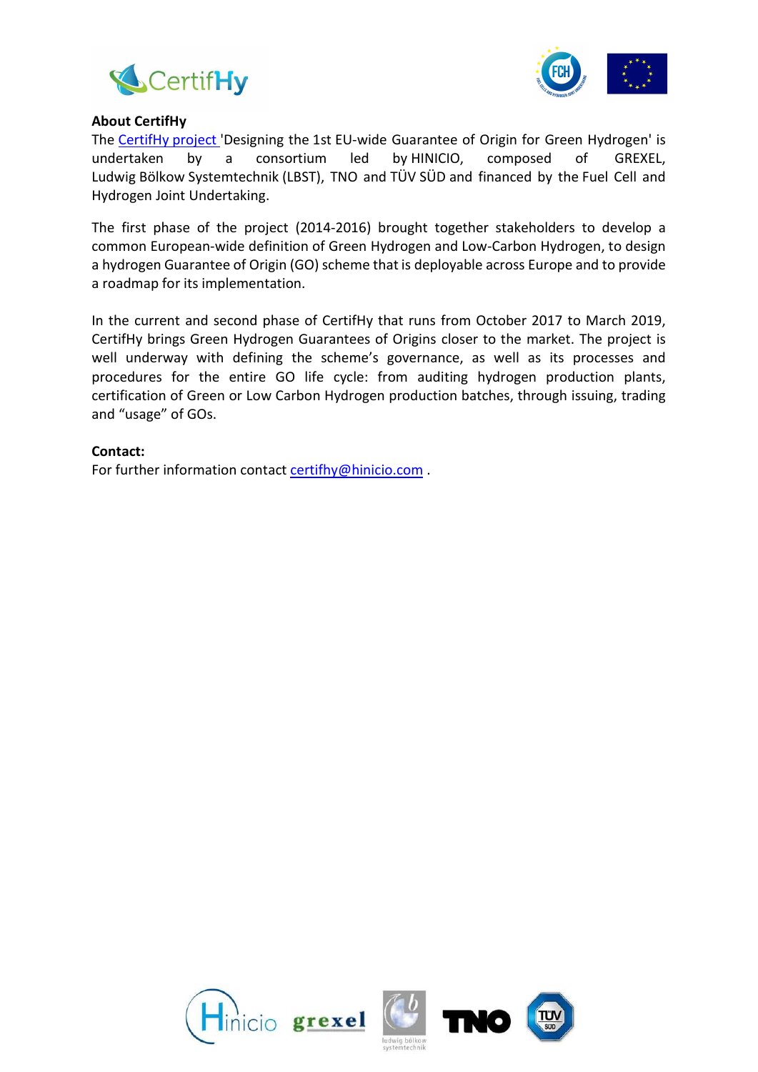**About CertifHy**

The CertifHy project 'Designing the 1st EU-wide Guarantee of Origin for Green Hydrogen' is undertaken by a consortium led by HINICIO, composed of GREXEL, Ludwig Bölkow Systemtechnik (LBST), TNO and TÜV SÜD and financed by the Fuel Cell and Hydrogen Joint Undertaking.

The first phase of the project (2014-2016) brought together stakeholders to develop a common European-wide definition of Green Hydrogen and Low-Carbon Hydrogen, to design a hydrogen Guarantee of Origin (GO) scheme that is deployable across Europe and to provide a roadmap for its implementation.

In the current and second phase of CertifHy that runs from October 2017 to March 2019, CertifHy brings Green Hydrogen Guarantees of Origins closer to the market. The project is well underway with defining the scheme's governance, as well as its processes and procedures for the entire GO life cycle: from auditing hydrogen production plants, certification of Green or Low Carbon Hydrogen production batches, through issuing, trading and "usage" of GOs.

**Contact:**

For further information contact certifhy@hinicio.com .